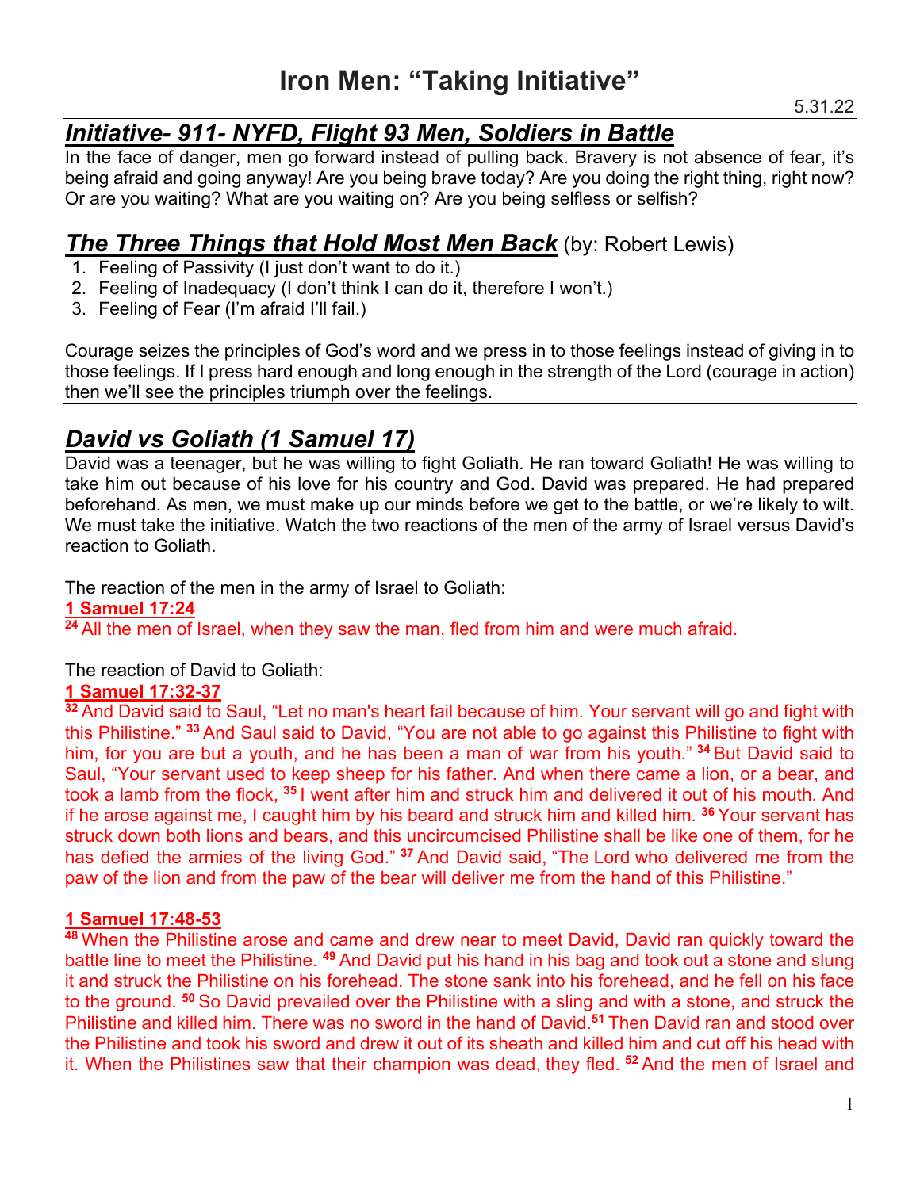# Iron Men: "Taking Initiative"

5.31.22

## *Initiative- 911- NYFD, Flight 93 Men, Soldiers in Battle*

In the face of danger, men go forward instead of pulling back. Bravery is not absence of fear, it's being afraid and going anyway! Are you being brave today? Are you doing the right thing, right now? Or are you waiting? What are you waiting on? Are you being selfless or selfish?

## *The Three Things that Hold Most Men Back* (by: Robert Lewis)

1. Feeling of Passivity (I just don't want to do it.)
2. Feeling of Inadequacy (I don't think I can do it, therefore I won't.)
3. Feeling of Fear (I'm afraid I'll fail.)

Courage seizes the principles of God's word and we press in to those feelings instead of giving in to those feelings. If I press hard enough and long enough in the strength of the Lord (courage in action) then we'll see the principles triumph over the feelings.

## *David vs Goliath (1 Samuel 17)*

David was a teenager, but he was willing to fight Goliath. He ran toward Goliath! He was willing to take him out because of his love for his country and God. David was prepared. He had prepared beforehand. As men, we must make up our minds before we get to the battle, or we're likely to wilt. We must take the initiative. Watch the two reactions of the men of the army of Israel versus David's reaction to Goliath.

The reaction of the men in the army of Israel to Goliath:

**1 Samuel 17:24**

**24** All the men of Israel, when they saw the man, fled from him and were much afraid.

The reaction of David to Goliath:

**1 Samuel 17:32-37**

**32** And David said to Saul, "Let no man's heart fail because of him. Your servant will go and fight with this Philistine." **33** And Saul said to David, "You are not able to go against this Philistine to fight with him, for you are but a youth, and he has been a man of war from his youth." **34** But David said to Saul, "Your servant used to keep sheep for his father. And when there came a lion, or a bear, and took a lamb from the flock, **35** I went after him and struck him and delivered it out of his mouth. And if he arose against me, I caught him by his beard and struck him and killed him. **36** Your servant has struck down both lions and bears, and this uncircumcised Philistine shall be like one of them, for he has defied the armies of the living God." **37** And David said, "The Lord who delivered me from the paw of the lion and from the paw of the bear will deliver me from the hand of this Philistine."

**1 Samuel 17:48-53**

**48** When the Philistine arose and came and drew near to meet David, David ran quickly toward the battle line to meet the Philistine. **49** And David put his hand in his bag and took out a stone and slung it and struck the Philistine on his forehead. The stone sank into his forehead, and he fell on his face to the ground. **50** So David prevailed over the Philistine with a sling and with a stone, and struck the Philistine and killed him. There was no sword in the hand of David.**51** Then David ran and stood over the Philistine and took his sword and drew it out of its sheath and killed him and cut off his head with it. When the Philistines saw that their champion was dead, they fled. **52** And the men of Israel and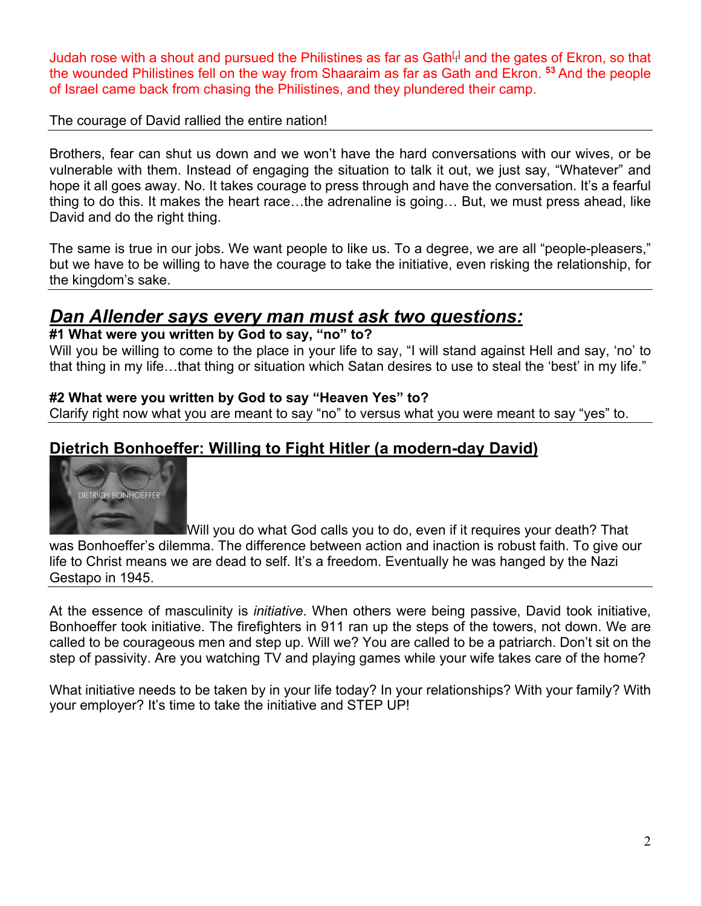Judah rose with a shout and pursued the Philistines as far as Gath[a] and the gates of Ekron, so that the wounded Philistines fell on the way from Shaaraim as far as Gath and Ekron. 53 And the people of Israel came back from chasing the Philistines, and they plundered their camp.

The courage of David rallied the entire nation!

Brothers, fear can shut us down and we won't have the hard conversations with our wives, or be vulnerable with them. Instead of engaging the situation to talk it out, we just say, "Whatever" and hope it all goes away. No. It takes courage to press through and have the conversation. It's a fearful thing to do this. It makes the heart race…the adrenaline is going… But, we must press ahead, like David and do the right thing.

The same is true in our jobs. We want people to like us. To a degree, we are all "people-pleasers," but we have to be willing to have the courage to take the initiative, even risking the relationship, for the kingdom's sake.

## ***Dan Allender says every man must ask two questions:***

**#1 What were you written by God to say, "no" to?**
Will you be willing to come to the place in your life to say, "I will stand against Hell and say, 'no' to that thing in my life…that thing or situation which Satan desires to use to steal the 'best' in my life."

**#2 What were you written by God to say "Heaven Yes" to?**
Clarify right now what you are meant to say "no" to versus what you were meant to say "yes" to.

## Dietrich Bonhoeffer: Willing to Fight Hitler (a modern-day David)

DIETRICH BONHOEFFER

Will you do what God calls you to do, even if it requires your death? That was Bonhoeffer's dilemma. The difference between action and inaction is robust faith. To give our life to Christ means we are dead to self. It's a freedom. Eventually he was hanged by the Nazi Gestapo in 1945.

At the essence of masculinity is *initiative*. When others were being passive, David took initiative, Bonhoeffer took initiative. The firefighters in 911 ran up the steps of the towers, not down. We are called to be courageous men and step up. Will we? You are called to be a patriarch. Don't sit on the step of passivity. Are you watching TV and playing games while your wife takes care of the home?

What initiative needs to be taken by in your life today? In your relationships? With your family? With your employer? It's time to take the initiative and STEP UP!